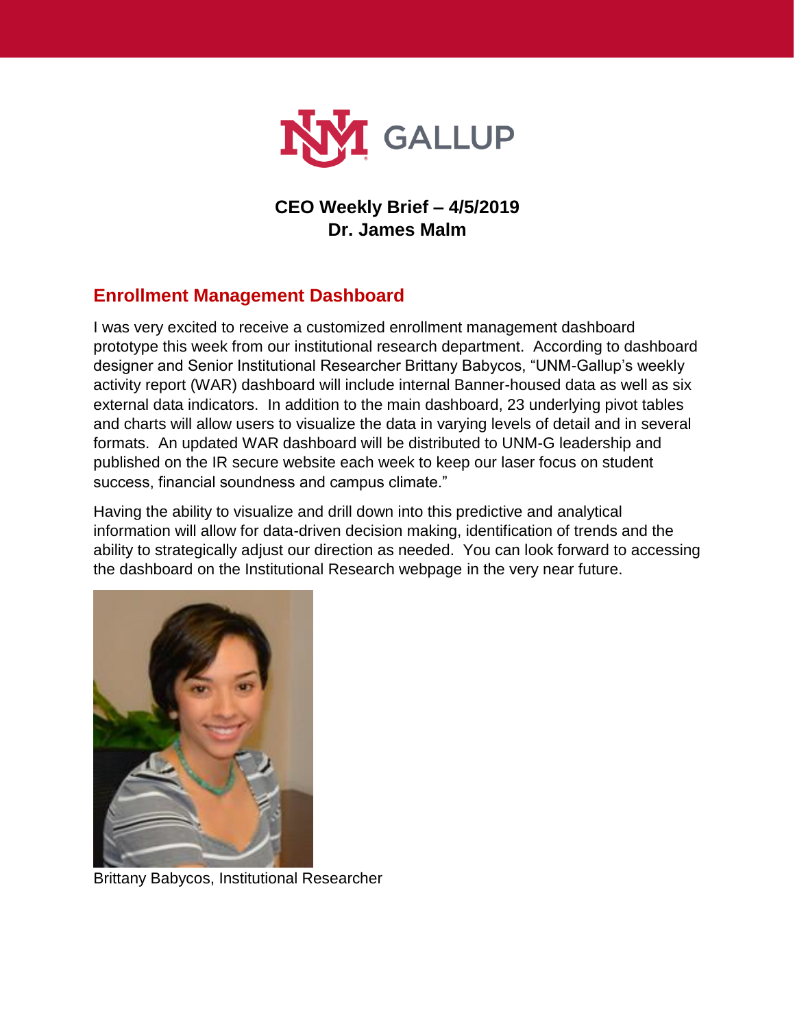# CEO Weekly Brief – 4/5/2019
# Dr. James Malm

## Enrollment Management Dashboard

I was very excited to receive a customized enrollment management dashboard prototype this week from our institutional research department. According to dashboard designer and Senior Institutional Researcher Brittany Babycos, "UNM-Gallup's weekly activity report (WAR) dashboard will include internal Banner-housed data as well as six external data indicators. In addition to the main dashboard, 23 underlying pivot tables and charts will allow users to visualize the data in varying levels of detail and in several formats. An updated WAR dashboard will be distributed to UNM-G leadership and published on the IR secure website each week to keep our laser focus on student success, financial soundness and campus climate."

Having the ability to visualize and drill down into this predictive and analytical information will allow for data-driven decision making, identification of trends and the ability to strategically adjust our direction as needed. You can look forward to accessing the dashboard on the Institutional Research webpage in the very near future.

Brittany Babycos, Institutional Researcher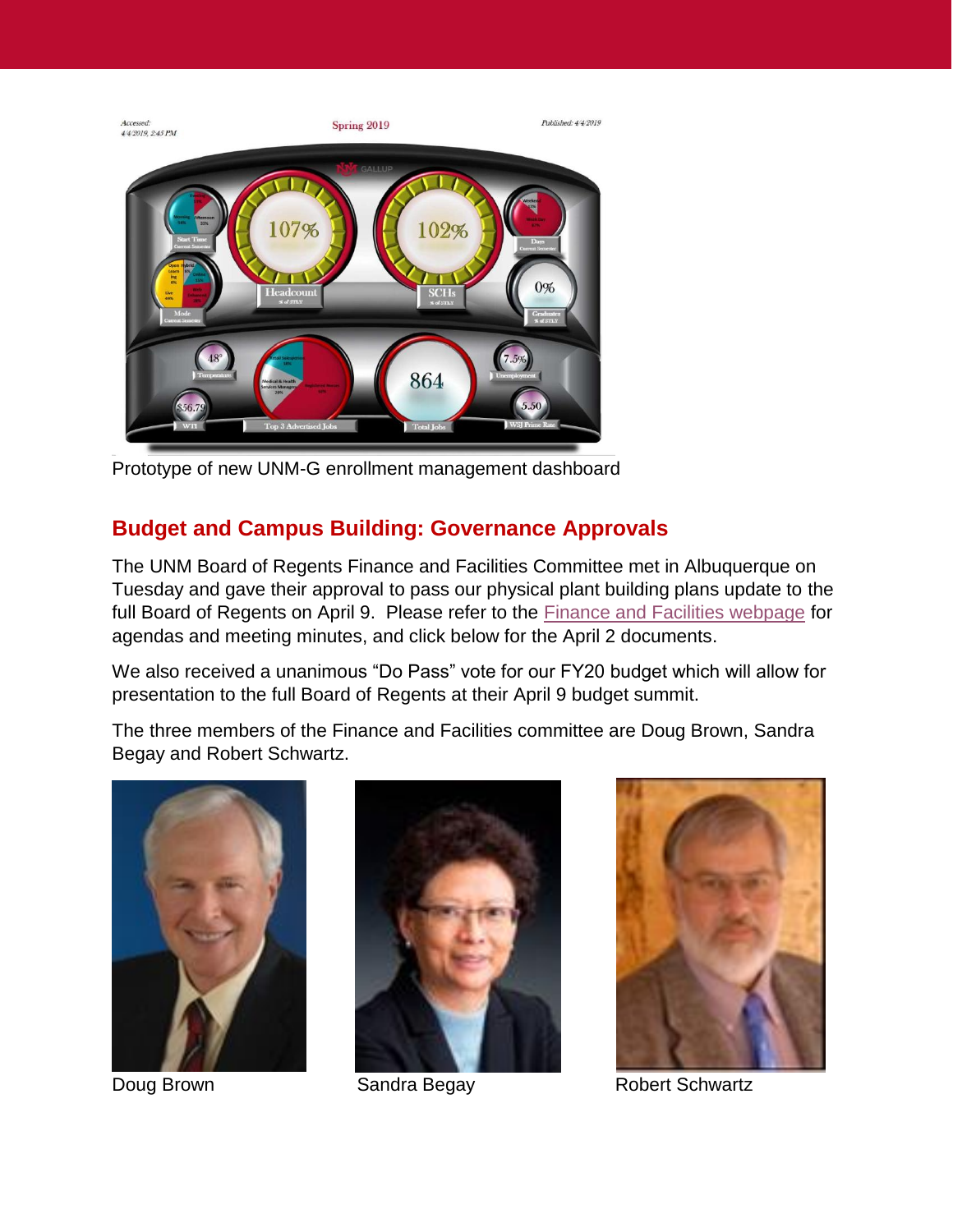Prototype of new UNM-G enrollment management dashboard

## Budget and Campus Building: Governance Approvals

The UNM Board of Regents Finance and Facilities Committee met in Albuquerque on Tuesday and gave their approval to pass our physical plant building plans update to the full Board of Regents on April 9. Please refer to the Finance and Facilities webpage for agendas and meeting minutes, and click below for the April 2 documents.

We also received a unanimous "Do Pass" vote for our FY20 budget which will allow for presentation to the full Board of Regents at their April 9 budget summit.

The three members of the Finance and Facilities committee are Doug Brown, Sandra Begay and Robert Schwartz.

Doug Brown

Sandra Begay

Robert Schwartz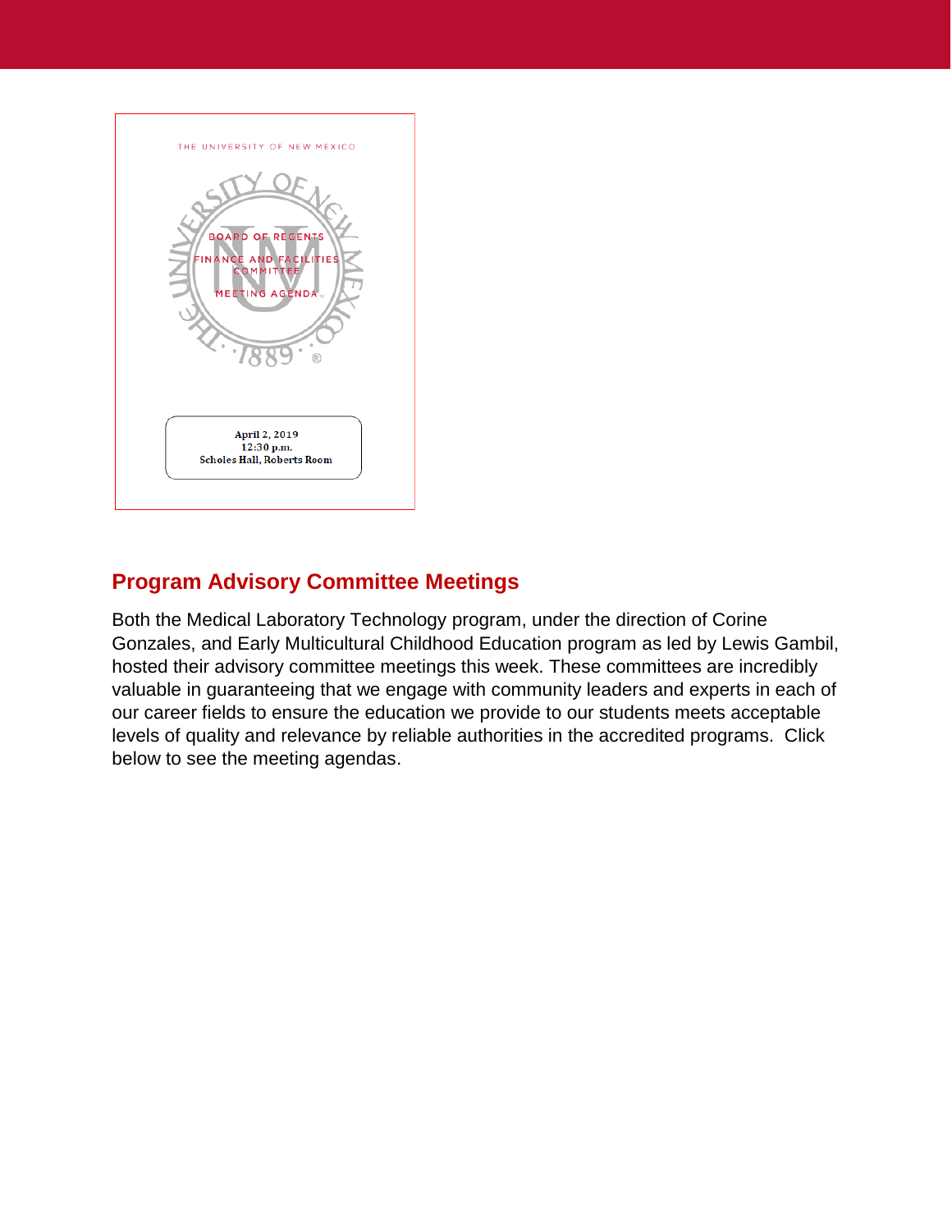THE UNIVERSITY OF NEW MEXICO

BOARD OF REGENTS
FINANCE AND FACILITIES COMMITTEE
MEETING AGENDA

April 2, 2019
12:30 p.m.
Scholes Hall, Roberts Room

## Program Advisory Committee Meetings

Both the Medical Laboratory Technology program, under the direction of Corine Gonzales, and Early Multicultural Childhood Education program as led by Lewis Gambil, hosted their advisory committee meetings this week. These committees are incredibly valuable in guaranteeing that we engage with community leaders and experts in each of our career fields to ensure the education we provide to our students meets acceptable levels of quality and relevance by reliable authorities in the accredited programs. Click below to see the meeting agendas.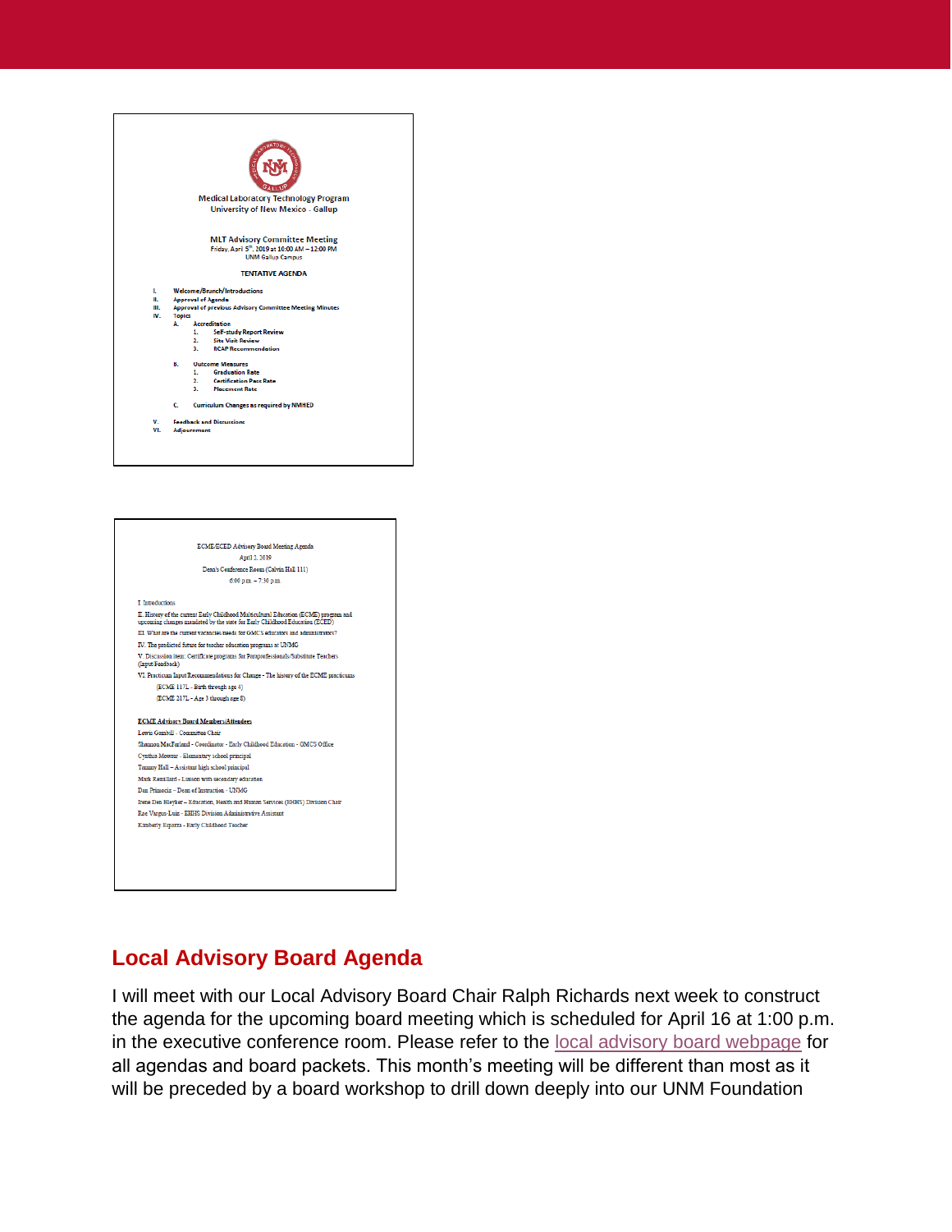Medical Laboratory Technology Program
University of New Mexico - Gallup

MLT Advisory Committee Meeting
Friday, April 5th, 2019 at 10:00 AM – 12:00 PM
UNM Gallup Campus

TENTATIVE AGENDA

I. Welcome/Brunch/Introductions
II. Approval of Agenda
III. Approval of previous Advisory Committee Meeting Minutes
IV. Topics
    A. Accreditation
        1. Self-study Report Review
        2. Site Visit Review
        3. RCAP Recommendation
    B. Outcome Measures
        1. Graduation Rate
        2. Certification Pass Rate
        3. Placement Rate
    C. Curriculum Changes as required by NMHED
V. Feedback and Discussions
VI. Adjournment

ECME/ECED Advisory Board Meeting Agenda
April 2, 2019
Dean's Conference Room (Calvin Hall 111)
6:00 p.m. – 7:30 p.m.

I. Introductions

II. History of the current Early Childhood Multicultural Education (ECME) program and upcoming changes mandated by the state for Early Childhood Education (ECED)

III. What are the current vacancies/needs for GMCS educators and administrators?

IV. The predicted future for teacher education programs at UNMG

V. Discussion item: Certificate programs for Paraprofessionals/Substitute Teachers (Input/Feedback)

VI. Practicum Input/Recommendations for Change - The history of the ECME practicums
    (ECME 117L - Birth through age 4)
    (ECME 217L - Age 3 through age 8)

**ECME Advisory Board Members/Attendees**

Lewis Gamboll - Committee Chair
Shannon MacFarland - Coordinator - Early Childhood Education - GMCS Office
Cynthia Mowrer - Elementary school principal
Tommy Hall – Assistant high school principal
Mark Remillard - Liaison with secondary education
Dan Primozic – Dean of Instruction - UNMG
Irene Den Bleyker – Education, Health and Human Services (EHHS) Division Chair
Rae Vargas-Luiz - EHHS Division Administrative Assistant
Kimberly Esparza - Early Childhood Teacher

## Local Advisory Board Agenda

I will meet with our Local Advisory Board Chair Ralph Richards next week to construct the agenda for the upcoming board meeting which is scheduled for April 16 at 1:00 p.m. in the executive conference room. Please refer to the local advisory board webpage for all agendas and board packets. This month's meeting will be different than most as it will be preceded by a board workshop to drill down deeply into our UNM Foundation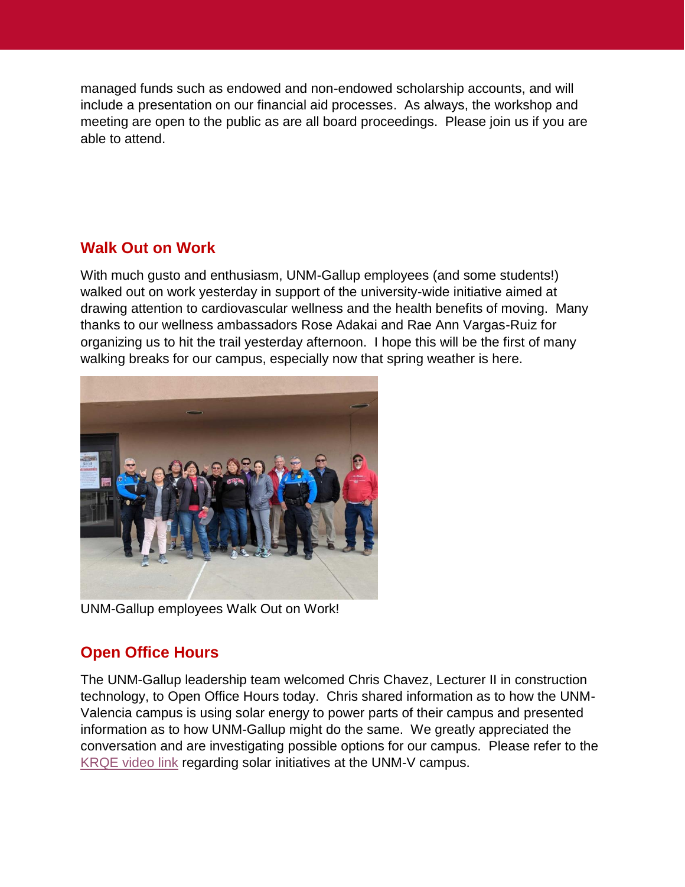managed funds such as endowed and non-endowed scholarship accounts, and will include a presentation on our financial aid processes.  As always, the workshop and meeting are open to the public as are all board proceedings.  Please join us if you are able to attend.

## Walk Out on Work

With much gusto and enthusiasm, UNM-Gallup employees (and some students!) walked out on work yesterday in support of the university-wide initiative aimed at drawing attention to cardiovascular wellness and the health benefits of moving.  Many thanks to our wellness ambassadors Rose Adakai and Rae Ann Vargas-Ruiz for organizing us to hit the trail yesterday afternoon.  I hope this will be the first of many walking breaks for our campus, especially now that spring weather is here.

UNM-Gallup employees Walk Out on Work!

## Open Office Hours

The UNM-Gallup leadership team welcomed Chris Chavez, Lecturer II in construction technology, to Open Office Hours today.  Chris shared information as to how the UNM-Valencia campus is using solar energy to power parts of their campus and presented information as to how UNM-Gallup might do the same.  We greatly appreciated the conversation and are investigating possible options for our campus.  Please refer to the KRQE video link regarding solar initiatives at the UNM-V campus.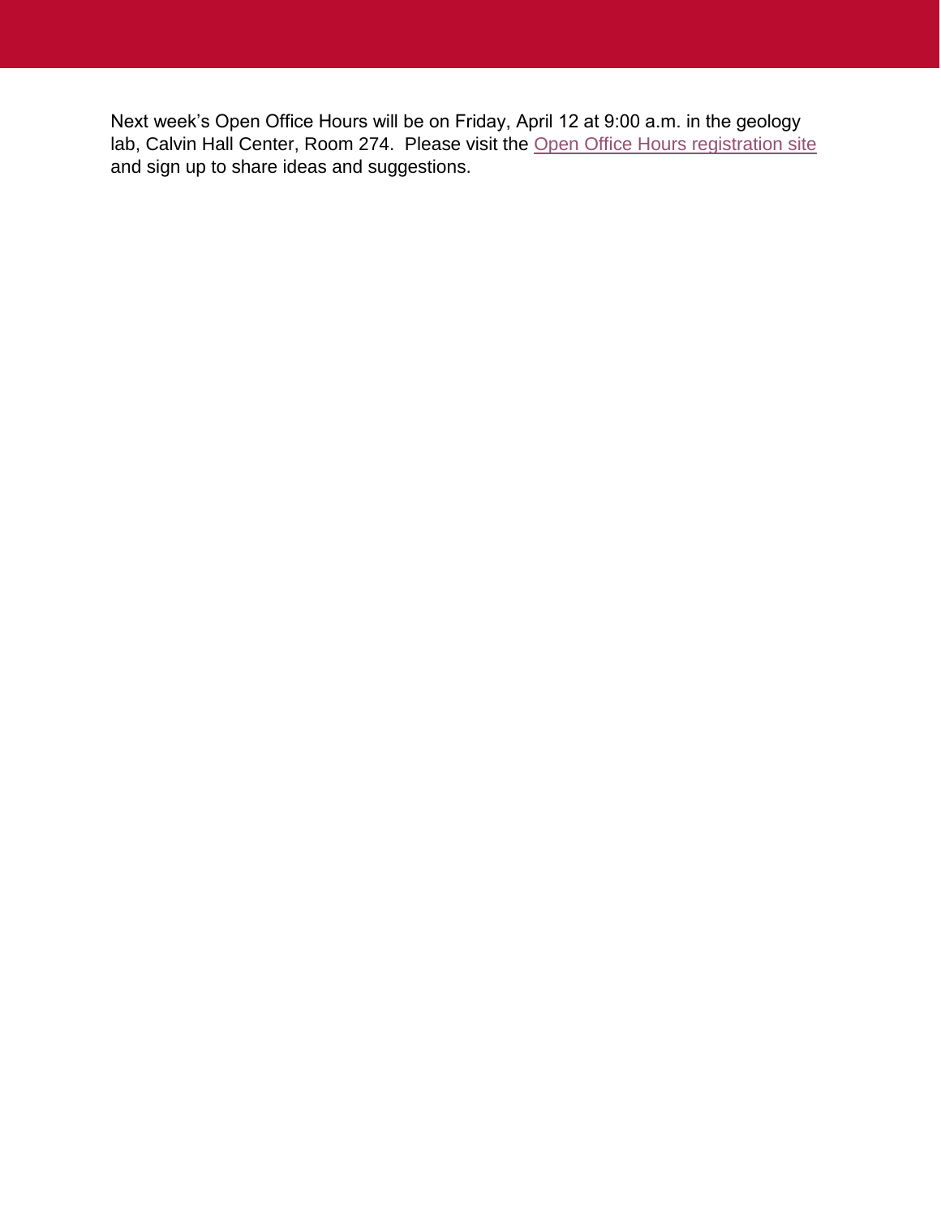Next week's Open Office Hours will be on Friday, April 12 at 9:00 a.m. in the geology lab, Calvin Hall Center, Room 274. Please visit the Open Office Hours registration site and sign up to share ideas and suggestions.